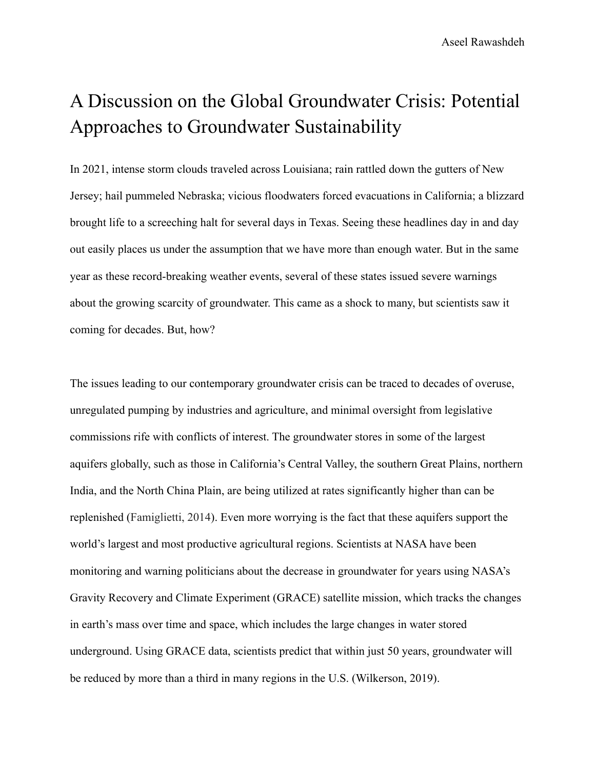# A Discussion on the Global Groundwater Crisis: Potential Approaches to Groundwater Sustainability

In 2021, intense storm clouds traveled across Louisiana; rain rattled down the gutters of New Jersey; hail pummeled Nebraska; vicious floodwaters forced evacuations in California; a blizzard brought life to a screeching halt for several days in Texas. Seeing these headlines day in and day out easily places us under the assumption that we have more than enough water. But in the same year as these record-breaking weather events, several of these states issued severe warnings about the growing scarcity of groundwater. This came as a shock to many, but scientists saw it coming for decades. But, how?

The issues leading to our contemporary groundwater crisis can be traced to decades of overuse, unregulated pumping by industries and agriculture, and minimal oversight from legislative commissions rife with conflicts of interest. The groundwater stores in some of the largest aquifers globally, such as those in California's Central Valley, the southern Great Plains, northern India, and the North China Plain, are being utilized at rates significantly higher than can be replenished (Famiglietti, 2014). Even more worrying is the fact that these aquifers support the world's largest and most productive agricultural regions. Scientists at NASA have been monitoring and warning politicians about the decrease in groundwater for years using NASA's Gravity Recovery and Climate Experiment (GRACE) satellite mission, which tracks the changes in earth's mass over time and space, which includes the large changes in water stored underground. Using GRACE data, scientists predict that within just 50 years, groundwater will be reduced by more than a third in many regions in the U.S. (Wilkerson, 2019).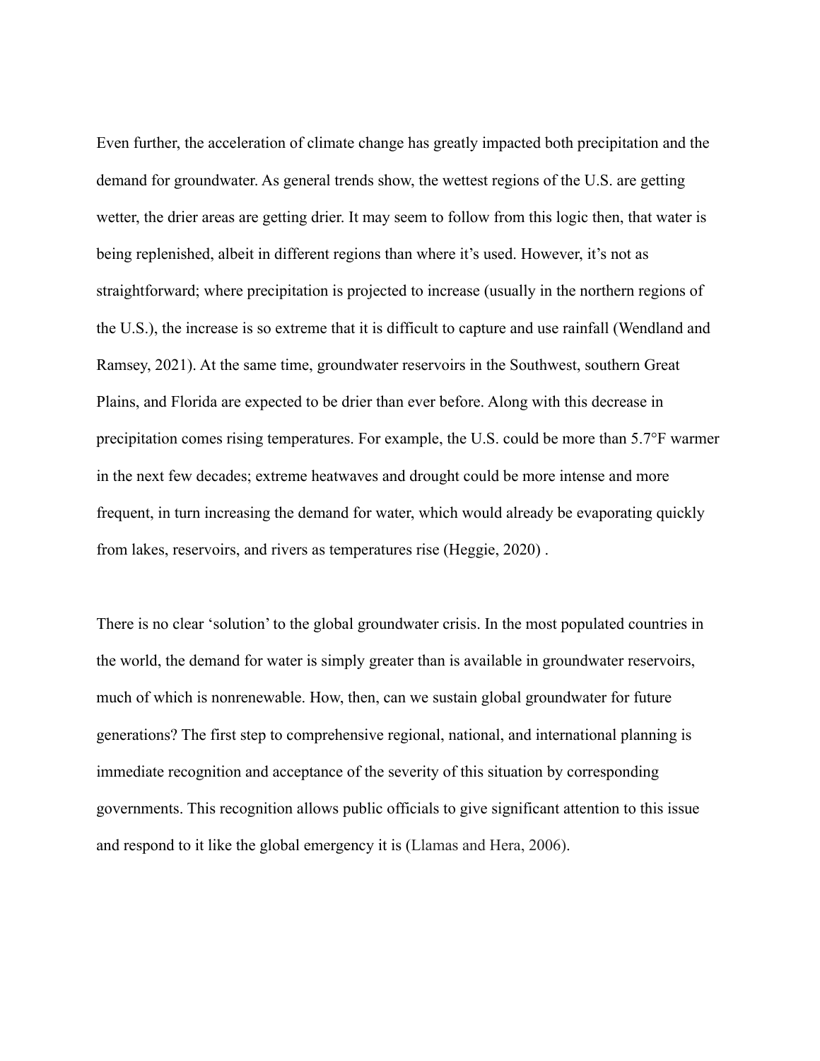Even further, the acceleration of climate change has greatly impacted both precipitation and the demand for groundwater. As general trends show, the wettest regions of the U.S. are getting wetter, the drier areas are getting drier. It may seem to follow from this logic then, that water is being replenished, albeit in different regions than where it's used. However, it's not as straightforward; where precipitation is projected to increase (usually in the northern regions of the U.S.), the increase is so extreme that it is difficult to capture and use rainfall (Wendland and Ramsey, 2021). At the same time, groundwater reservoirs in the Southwest, southern Great Plains, and Florida are expected to be drier than ever before. Along with this decrease in precipitation comes rising temperatures. For example, the U.S. could be more than 5.7°F warmer in the next few decades; extreme heatwaves and drought could be more intense and more frequent, in turn increasing the demand for water, which would already be evaporating quickly from lakes, reservoirs, and rivers as temperatures rise (Heggie, 2020) .

There is no clear 'solution' to the global groundwater crisis. In the most populated countries in the world, the demand for water is simply greater than is available in groundwater reservoirs, much of which is nonrenewable. How, then, can we sustain global groundwater for future generations? The first step to comprehensive regional, national, and international planning is immediate recognition and acceptance of the severity of this situation by corresponding governments. This recognition allows public officials to give significant attention to this issue and respond to it like the global emergency it is (Llamas and Hera, 2006).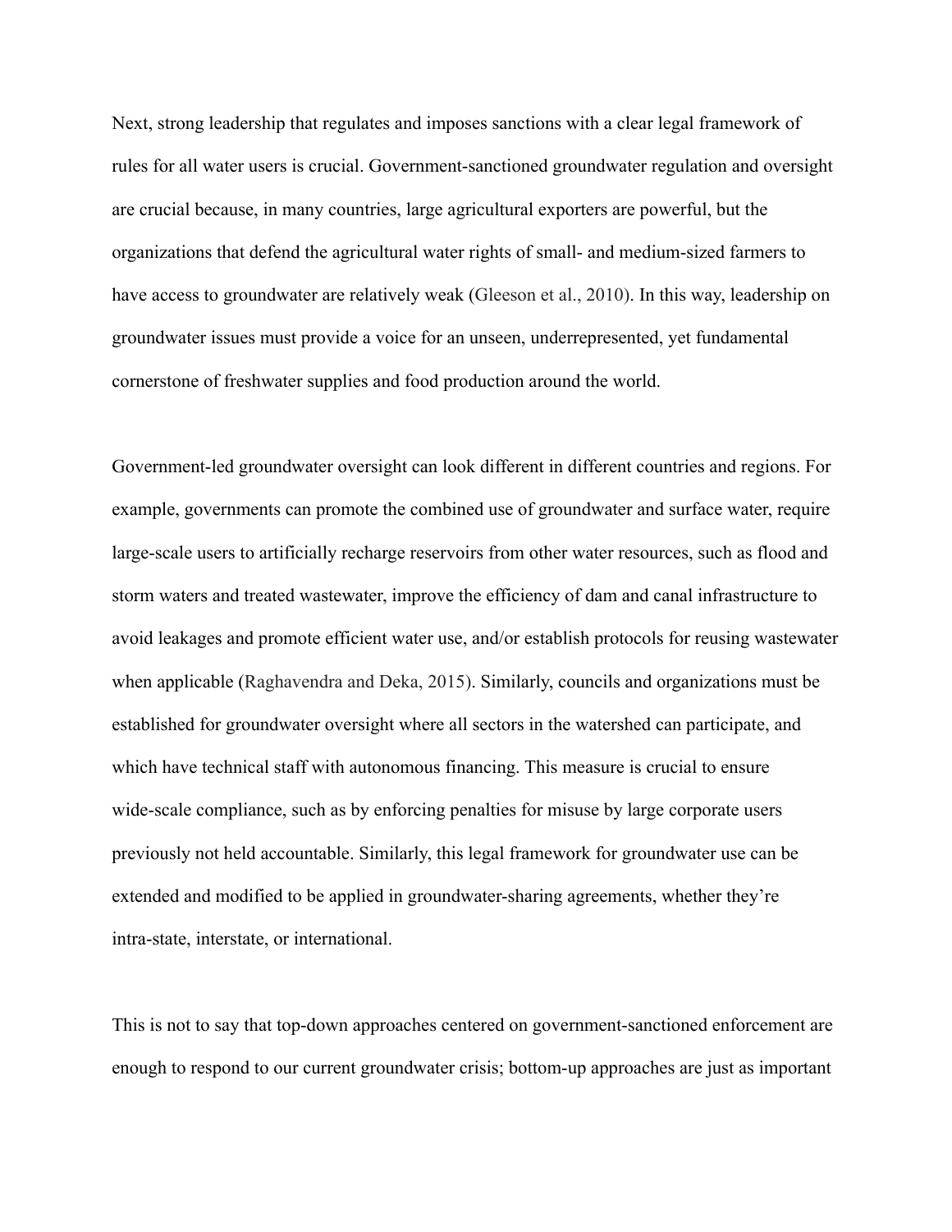Next, strong leadership that regulates and imposes sanctions with a clear legal framework of rules for all water users is crucial. Government-sanctioned groundwater regulation and oversight are crucial because, in many countries, large agricultural exporters are powerful, but the organizations that defend the agricultural water rights of small- and medium-sized farmers to have access to groundwater are relatively weak (Gleeson et al., 2010). In this way, leadership on groundwater issues must provide a voice for an unseen, underrepresented, yet fundamental cornerstone of freshwater supplies and food production around the world.

Government-led groundwater oversight can look different in different countries and regions. For example, governments can promote the combined use of groundwater and surface water, require large-scale users to artificially recharge reservoirs from other water resources, such as flood and storm waters and treated wastewater, improve the efficiency of dam and canal infrastructure to avoid leakages and promote efficient water use, and/or establish protocols for reusing wastewater when applicable (Raghavendra and Deka, 2015). Similarly, councils and organizations must be established for groundwater oversight where all sectors in the watershed can participate, and which have technical staff with autonomous financing. This measure is crucial to ensure wide-scale compliance, such as by enforcing penalties for misuse by large corporate users previously not held accountable. Similarly, this legal framework for groundwater use can be extended and modified to be applied in groundwater-sharing agreements, whether they're intra-state, interstate, or international.

This is not to say that top-down approaches centered on government-sanctioned enforcement are enough to respond to our current groundwater crisis; bottom-up approaches are just as important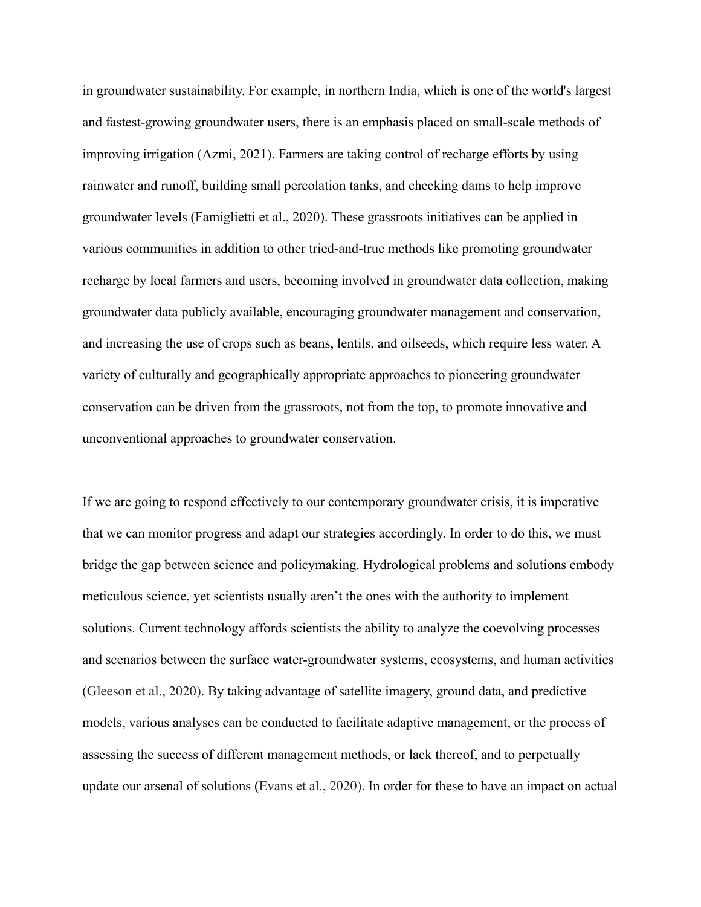in groundwater sustainability. For example, in northern India, which is one of the world's largest and fastest-growing groundwater users, there is an emphasis placed on small-scale methods of improving irrigation (Azmi, 2021). Farmers are taking control of recharge efforts by using rainwater and runoff, building small percolation tanks, and checking dams to help improve groundwater levels (Famiglietti et al., 2020). These grassroots initiatives can be applied in various communities in addition to other tried-and-true methods like promoting groundwater recharge by local farmers and users, becoming involved in groundwater data collection, making groundwater data publicly available, encouraging groundwater management and conservation, and increasing the use of crops such as beans, lentils, and oilseeds, which require less water. A variety of culturally and geographically appropriate approaches to pioneering groundwater conservation can be driven from the grassroots, not from the top, to promote innovative and unconventional approaches to groundwater conservation.

If we are going to respond effectively to our contemporary groundwater crisis, it is imperative that we can monitor progress and adapt our strategies accordingly. In order to do this, we must bridge the gap between science and policymaking. Hydrological problems and solutions embody meticulous science, yet scientists usually aren't the ones with the authority to implement solutions. Current technology affords scientists the ability to analyze the coevolving processes and scenarios between the surface water-groundwater systems, ecosystems, and human activities (Gleeson et al., 2020). By taking advantage of satellite imagery, ground data, and predictive models, various analyses can be conducted to facilitate adaptive management, or the process of assessing the success of different management methods, or lack thereof, and to perpetually update our arsenal of solutions (Evans et al., 2020). In order for these to have an impact on actual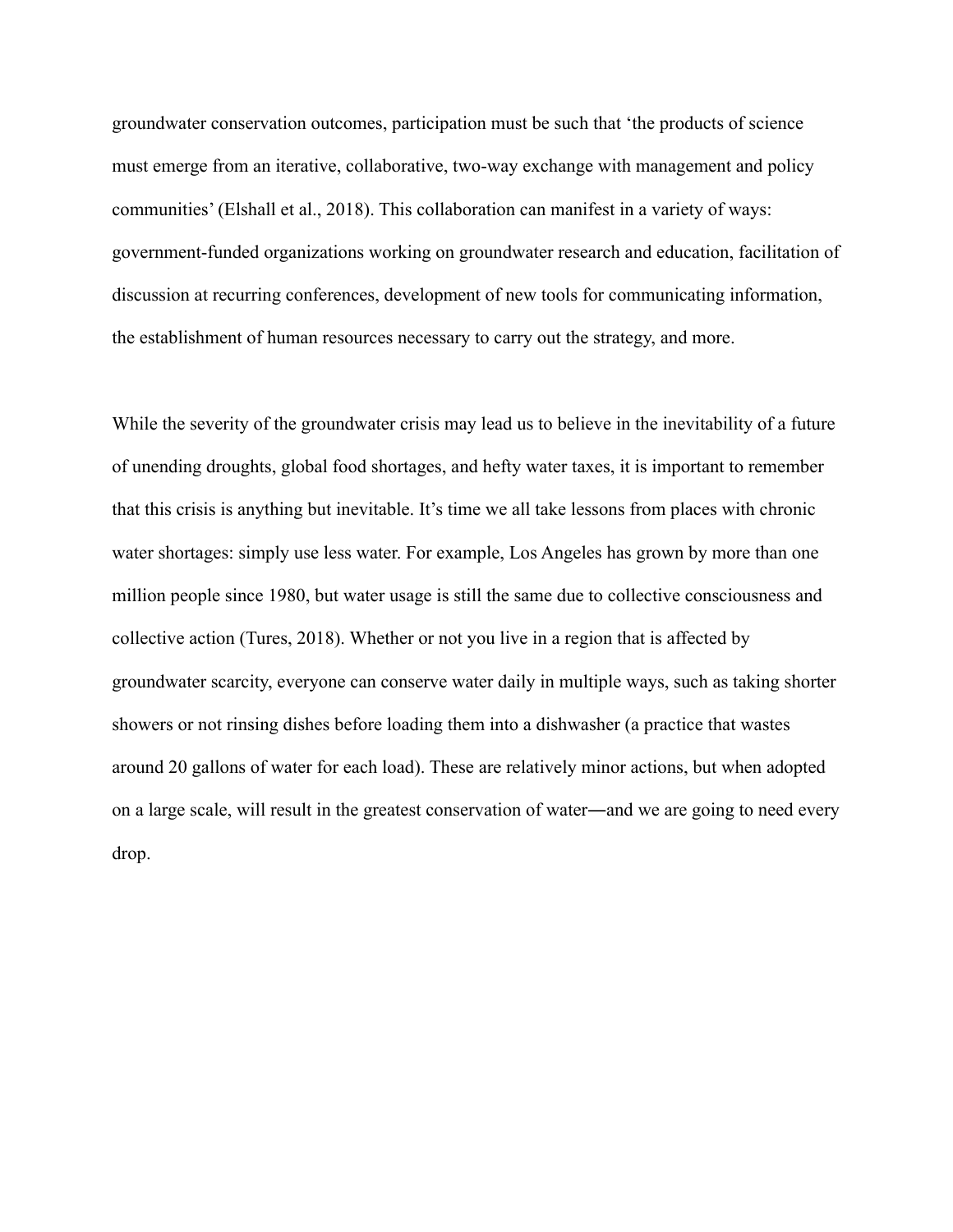groundwater conservation outcomes, participation must be such that 'the products of science must emerge from an iterative, collaborative, two-way exchange with management and policy communities' (Elshall et al., 2018). This collaboration can manifest in a variety of ways: government-funded organizations working on groundwater research and education, facilitation of discussion at recurring conferences, development of new tools for communicating information, the establishment of human resources necessary to carry out the strategy, and more.

While the severity of the groundwater crisis may lead us to believe in the inevitability of a future of unending droughts, global food shortages, and hefty water taxes, it is important to remember that this crisis is anything but inevitable. It's time we all take lessons from places with chronic water shortages: simply use less water. For example, Los Angeles has grown by more than one million people since 1980, but water usage is still the same due to collective consciousness and collective action (Tures, 2018). Whether or not you live in a region that is affected by groundwater scarcity, everyone can conserve water daily in multiple ways, such as taking shorter showers or not rinsing dishes before loading them into a dishwasher (a practice that wastes around 20 gallons of water for each load). These are relatively minor actions, but when adopted on a large scale, will result in the greatest conservation of water―and we are going to need every drop.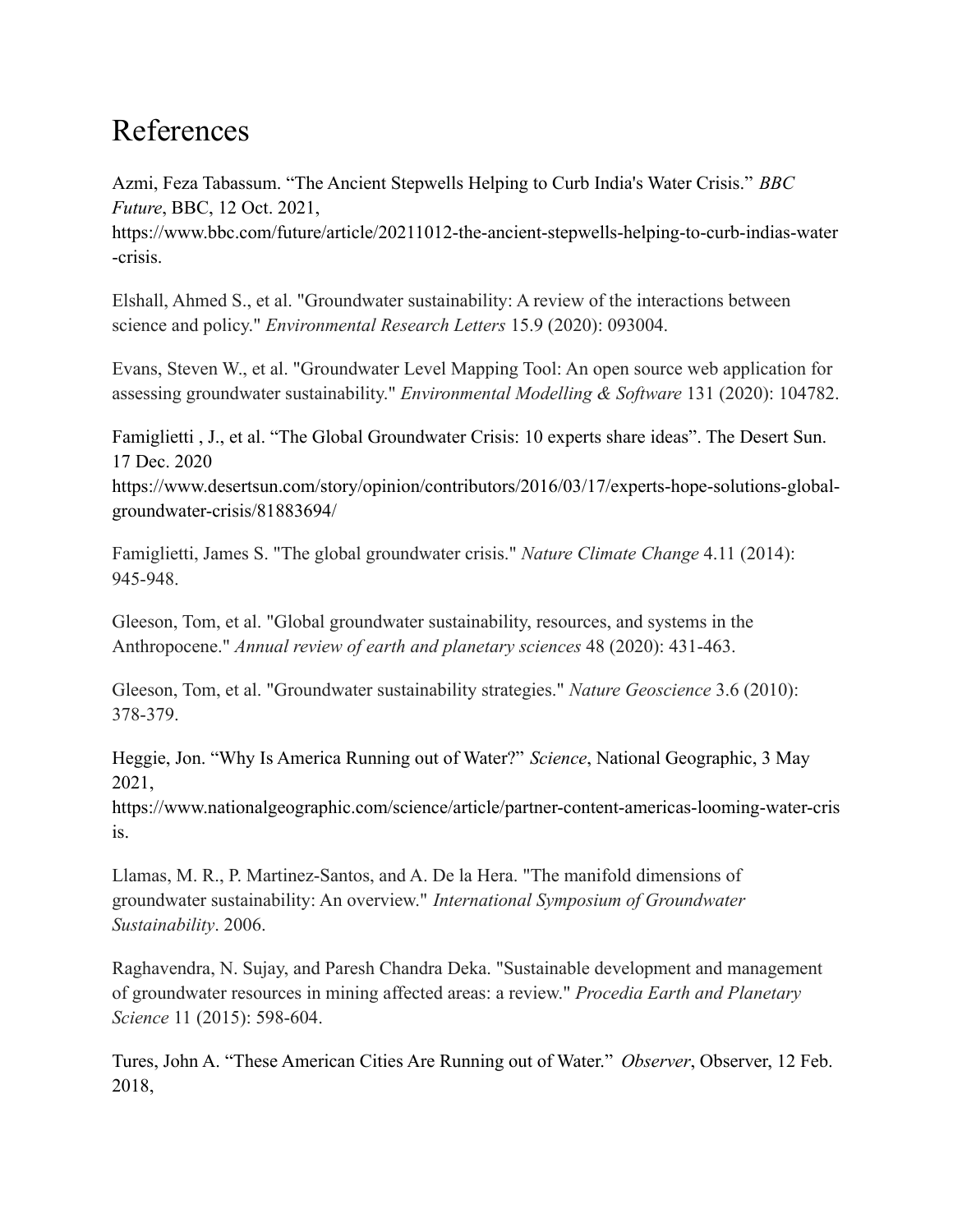# References

Azmi, Feza Tabassum. “The Ancient Stepwells Helping to Curb India's Water Crisis.” *BBC Future*, BBC, 12 Oct. 2021, https://www.bbc.com/future/article/20211012-the-ancient-stepwells-helping-to-curb-indias-water-crisis.

Elshall, Ahmed S., et al. "Groundwater sustainability: A review of the interactions between science and policy." *Environmental Research Letters* 15.9 (2020): 093004.

Evans, Steven W., et al. "Groundwater Level Mapping Tool: An open source web application for assessing groundwater sustainability." *Environmental Modelling & Software* 131 (2020): 104782.

Famiglietti , J., et al. “The Global Groundwater Crisis: 10 experts share ideas”. The Desert Sun. 17 Dec. 2020 https://www.desertsun.com/story/opinion/contributors/2016/03/17/experts-hope-solutions-global-groundwater-crisis/81883694/

Famiglietti, James S. "The global groundwater crisis." *Nature Climate Change* 4.11 (2014): 945-948.

Gleeson, Tom, et al. "Global groundwater sustainability, resources, and systems in the Anthropocene." *Annual review of earth and planetary sciences* 48 (2020): 431-463.

Gleeson, Tom, et al. "Groundwater sustainability strategies." *Nature Geoscience* 3.6 (2010): 378-379.

Heggie, Jon. “Why Is America Running out of Water?” *Science*, National Geographic, 3 May 2021, https://www.nationalgeographic.com/science/article/partner-content-americas-looming-water-crisis.

Llamas, M. R., P. Martinez-Santos, and A. De la Hera. "The manifold dimensions of groundwater sustainability: An overview." *International Symposium of Groundwater Sustainability*. 2006.

Raghavendra, N. Sujay, and Paresh Chandra Deka. "Sustainable development and management of groundwater resources in mining affected areas: a review." *Procedia Earth and Planetary Science* 11 (2015): 598-604.

Tures, John A. “These American Cities Are Running out of Water.” *Observer*, Observer, 12 Feb. 2018,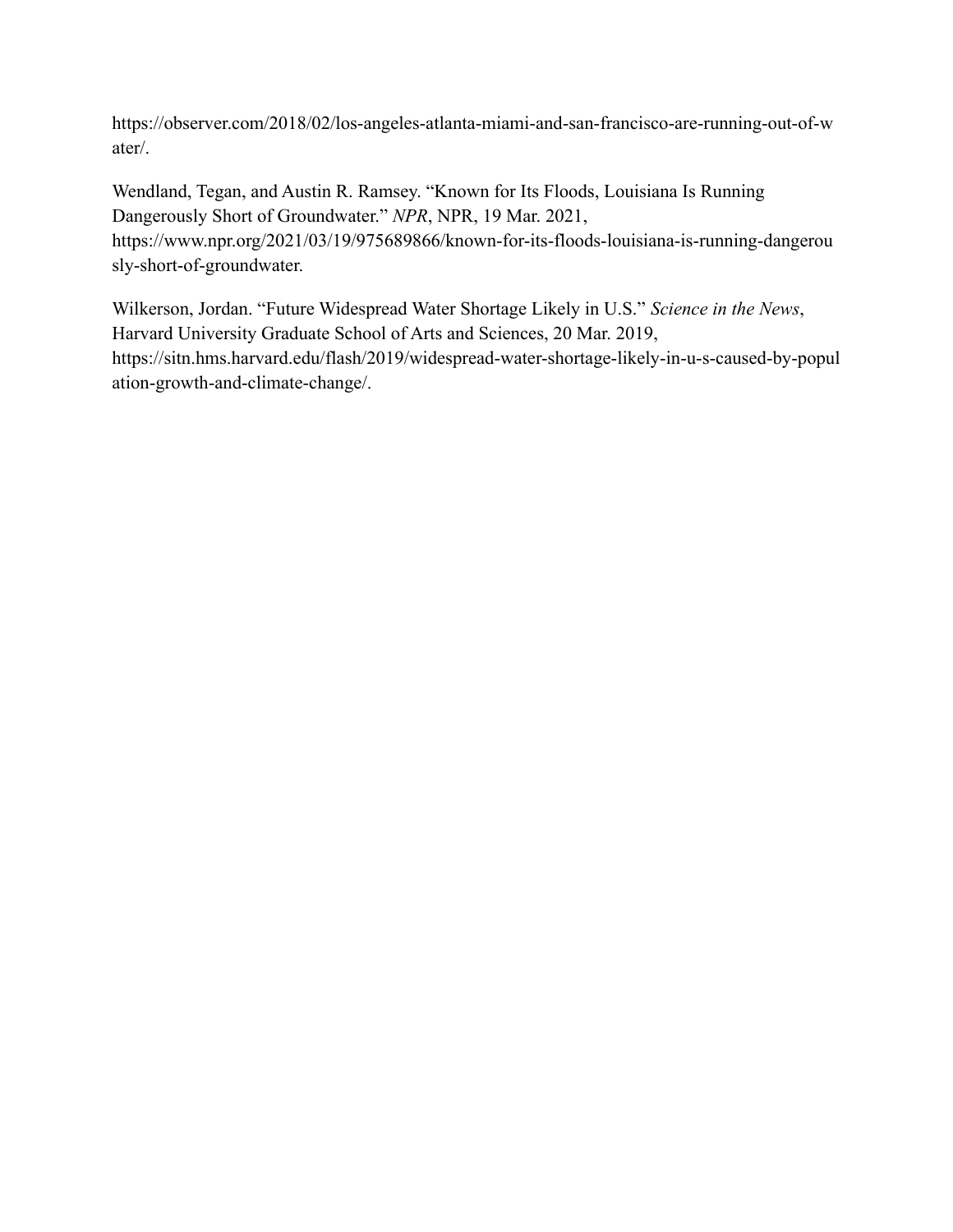https://observer.com/2018/02/los-angeles-atlanta-miami-and-san-francisco-are-running-out-of-water/.

Wendland, Tegan, and Austin R. Ramsey. "Known for Its Floods, Louisiana Is Running Dangerously Short of Groundwater." *NPR*, NPR, 19 Mar. 2021, https://www.npr.org/2021/03/19/975689866/known-for-its-floods-louisiana-is-running-dangerously-short-of-groundwater.

Wilkerson, Jordan. "Future Widespread Water Shortage Likely in U.S." *Science in the News*, Harvard University Graduate School of Arts and Sciences, 20 Mar. 2019, https://sitn.hms.harvard.edu/flash/2019/widespread-water-shortage-likely-in-u-s-caused-by-population-growth-and-climate-change/.